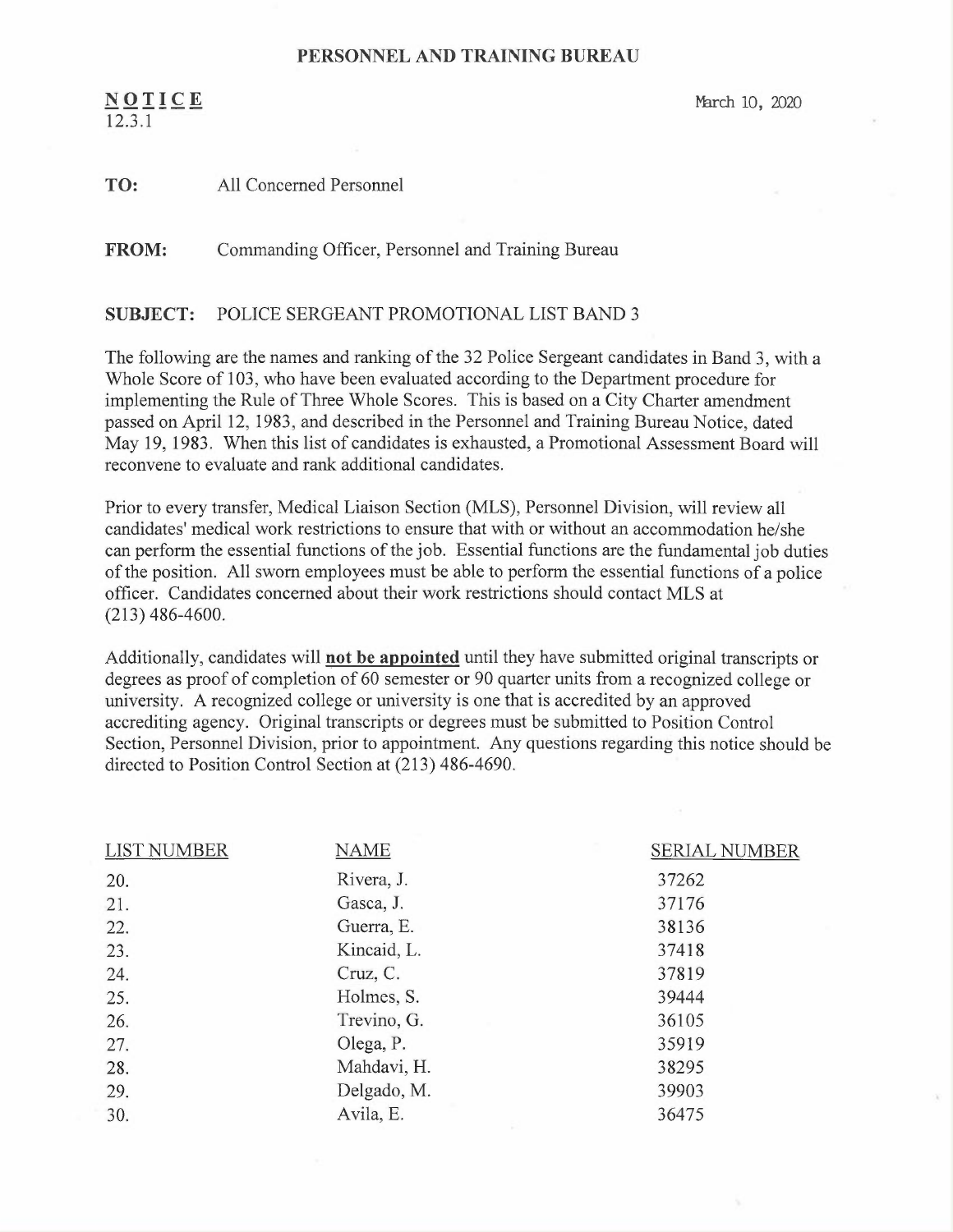**PERSONNEL AND TRAINING BUREAU**

**NOTICE**
12.3.1

March 10, 2020

**TO:** All Concerned Personnel

**FROM:** Commanding Officer, Personnel and Training Bureau

**SUBJECT:** POLICE SERGEANT PROMOTIONAL LIST BAND 3

The following are the names and ranking of the 32 Police Sergeant candidates in Band 3, with a Whole Score of 103, who have been evaluated according to the Department procedure for implementing the Rule of Three Whole Scores. This is based on a City Charter amendment passed on April 12, 1983, and described in the Personnel and Training Bureau Notice, dated May 19, 1983. When this list of candidates is exhausted, a Promotional Assessment Board will reconvene to evaluate and rank additional candidates.

Prior to every transfer, Medical Liaison Section (MLS), Personnel Division, will review all candidates' medical work restrictions to ensure that with or without an accommodation he/she can perform the essential functions of the job. Essential functions are the fundamental job duties of the position. All sworn employees must be able to perform the essential functions of a police officer. Candidates concerned about their work restrictions should contact MLS at (213) 486-4600.

Additionally, candidates will **not be appointed** until they have submitted original transcripts or degrees as proof of completion of 60 semester or 90 quarter units from a recognized college or university. A recognized college or university is one that is accredited by an approved accrediting agency. Original transcripts or degrees must be submitted to Position Control Section, Personnel Division, prior to appointment. Any questions regarding this notice should be directed to Position Control Section at (213) 486-4690.

| LIST NUMBER | NAME | SERIAL NUMBER |
|---|---|---|
| 20. | Rivera, J. | 37262 |
| 21. | Gasca, J. | 37176 |
| 22. | Guerra, E. | 38136 |
| 23. | Kincaid, L. | 37418 |
| 24. | Cruz, C. | 37819 |
| 25. | Holmes, S. | 39444 |
| 26. | Trevino, G. | 36105 |
| 27. | Olega, P. | 35919 |
| 28. | Mahdavi, H. | 38295 |
| 29. | Delgado, M. | 39903 |
| 30. | Avila, E. | 36475 |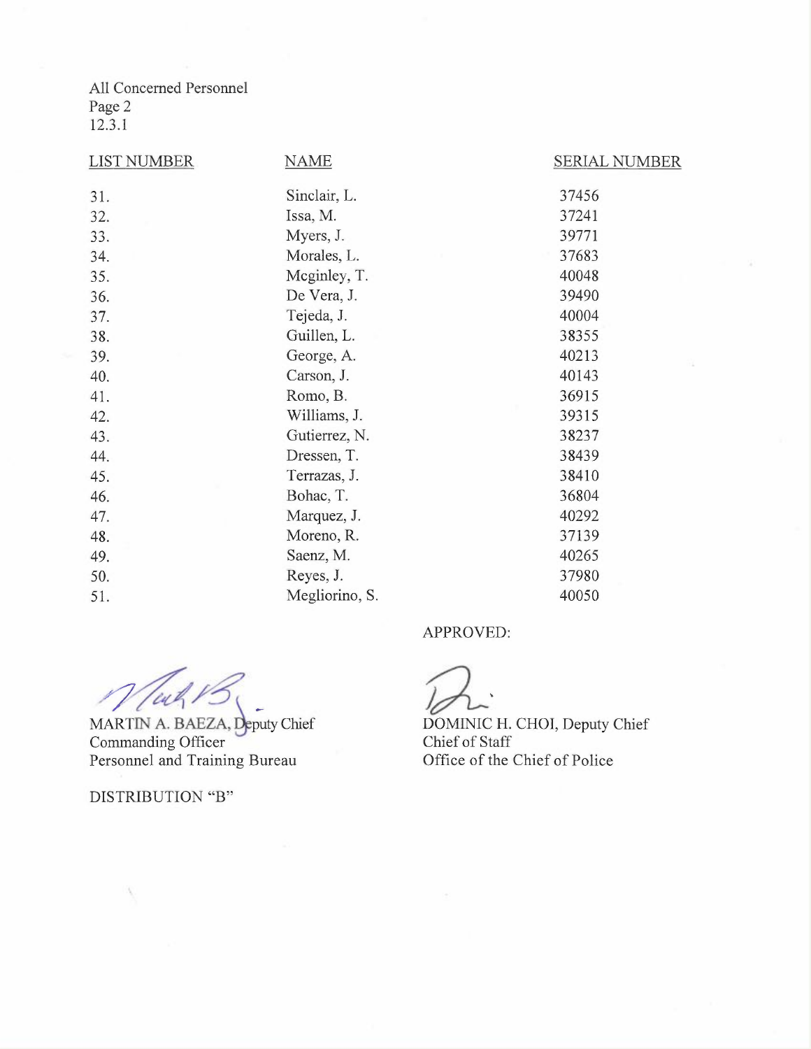All Concerned Personnel
Page 2
12.3.1

| LIST NUMBER | NAME | SERIAL NUMBER |
|---|---|---|
| 31. | Sinclair, L. | 37456 |
| 32. | Issa, M. | 37241 |
| 33. | Myers, J. | 39771 |
| 34. | Morales, L. | 37683 |
| 35. | Mcginley, T. | 40048 |
| 36. | De Vera, J. | 39490 |
| 37. | Tejeda, J. | 40004 |
| 38. | Guillen, L. | 38355 |
| 39. | George, A. | 40213 |
| 40. | Carson, J. | 40143 |
| 41. | Romo, B. | 36915 |
| 42. | Williams, J. | 39315 |
| 43. | Gutierrez, N. | 38237 |
| 44. | Dressen, T. | 38439 |
| 45. | Terrazas, J. | 38410 |
| 46. | Bohac, T. | 36804 |
| 47. | Marquez, J. | 40292 |
| 48. | Moreno, R. | 37139 |
| 49. | Saenz, M. | 40265 |
| 50. | Reyes, J. | 37980 |
| 51. | Megliorino, S. | 40050 |

MARTIN A. BAEZA, Deputy Chief
Commanding Officer
Personnel and Training Bureau

APPROVED:

DOMINIC H. CHOI, Deputy Chief
Chief of Staff
Office of the Chief of Police

DISTRIBUTION "B"